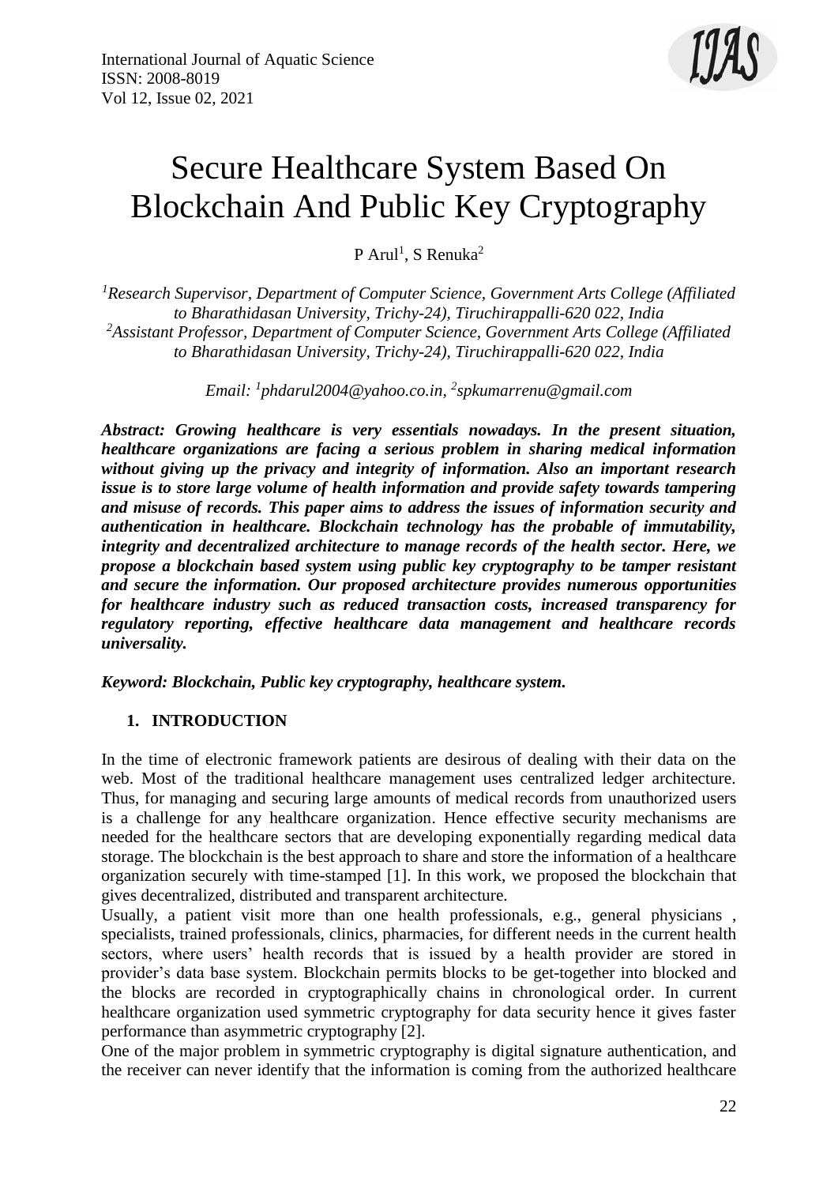# Secure Healthcare System Based On Blockchain And Public Key Cryptography

P Arul[1], S Renuka[2]

*[1]Research Supervisor, Department of Computer Science, Government Arts College (Affiliated to Bharathidasan University, Trichy-24), Tiruchirappalli-620 022, India*
*[2]Assistant Professor, Department of Computer Science, Government Arts College (Affiliated to Bharathidasan University, Trichy-24), Tiruchirappalli-620 022, India*

*Email: [1]phdarul2004@yahoo.co.in, [2]spkumarrenu@gmail.com*

***Abstract: Growing healthcare is very essentials nowadays. In the present situation, healthcare organizations are facing a serious problem in sharing medical information without giving up the privacy and integrity of information. Also an important research issue is to store large volume of health information and provide safety towards tampering and misuse of records. This paper aims to address the issues of information security and authentication in healthcare. Blockchain technology has the probable of immutability, integrity and decentralized architecture to manage records of the health sector. Here, we propose a blockchain based system using public key cryptography to be tamper resistant and secure the information. Our proposed architecture provides numerous opportunities for healthcare industry such as reduced transaction costs, increased transparency for regulatory reporting, effective healthcare data management and healthcare records universality.***

***Keyword: Blockchain, Public key cryptography, healthcare system.***

## 1. INTRODUCTION

In the time of electronic framework patients are desirous of dealing with their data on the web. Most of the traditional healthcare management uses centralized ledger architecture. Thus, for managing and securing large amounts of medical records from unauthorized users is a challenge for any healthcare organization. Hence effective security mechanisms are needed for the healthcare sectors that are developing exponentially regarding medical data storage. The blockchain is the best approach to share and store the information of a healthcare organization securely with time-stamped [1]. In this work, we proposed the blockchain that gives decentralized, distributed and transparent architecture.

Usually, a patient visit more than one health professionals, e.g., general physicians , specialists, trained professionals, clinics, pharmacies, for different needs in the current health sectors, where users' health records that is issued by a health provider are stored in provider's data base system. Blockchain permits blocks to be get-together into blocked and the blocks are recorded in cryptographically chains in chronological order. In current healthcare organization used symmetric cryptography for data security hence it gives faster performance than asymmetric cryptography [2].

One of the major problem in symmetric cryptography is digital signature authentication, and the receiver can never identify that the information is coming from the authorized healthcare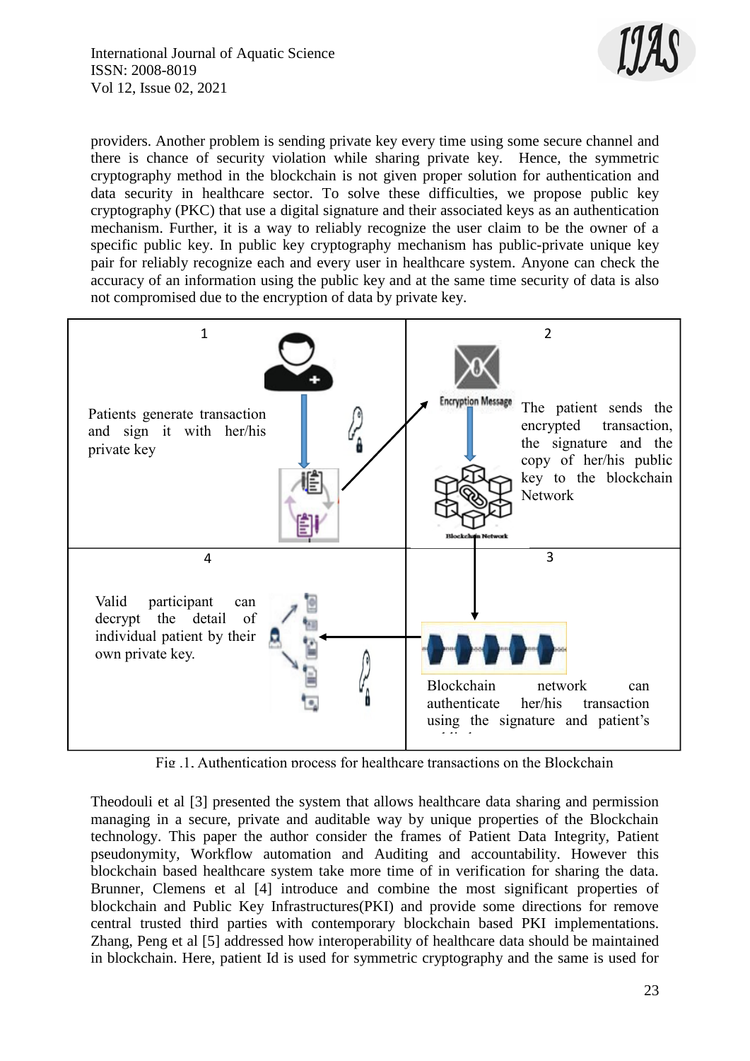providers. Another problem is sending private key every time using some secure channel and there is chance of security violation while sharing private key. Hence, the symmetric cryptography method in the blockchain is not given proper solution for authentication and data security in healthcare sector. To solve these difficulties, we propose public key cryptography (PKC) that use a digital signature and their associated keys as an authentication mechanism. Further, it is a way to reliably recognize the user claim to be the owner of a specific public key. In public key cryptography mechanism has public-private unique key pair for reliably recognize each and every user in healthcare system. Anyone can check the accuracy of an information using the public key and at the same time security of data is also not compromised due to the encryption of data by private key.

1

Patients generate transaction and sign it with her/his private key

2

Encryption Message

The patient sends the encrypted transaction, the signature and the copy of her/his public key to the blockchain Network

Blockchain Network

3

Blockchain network can authenticate her/his transaction using the signature and patient's public key

4

Valid participant can decrypt the detail of individual patient by their own private key.

Fig .1. Authentication process for healthcare transactions on the Blockchain

Theodouli et al [3] presented the system that allows healthcare data sharing and permission managing in a secure, private and auditable way by unique properties of the Blockchain technology. This paper the author consider the frames of Patient Data Integrity, Patient pseudonymity, Workflow automation and Auditing and accountability. However this blockchain based healthcare system take more time of in verification for sharing the data. Brunner, Clemens et al [4] introduce and combine the most significant properties of blockchain and Public Key Infrastructures(PKI) and provide some directions for remove central trusted third parties with contemporary blockchain based PKI implementations. Zhang, Peng et al [5] addressed how interoperability of healthcare data should be maintained in blockchain. Here, patient Id is used for symmetric cryptography and the same is used for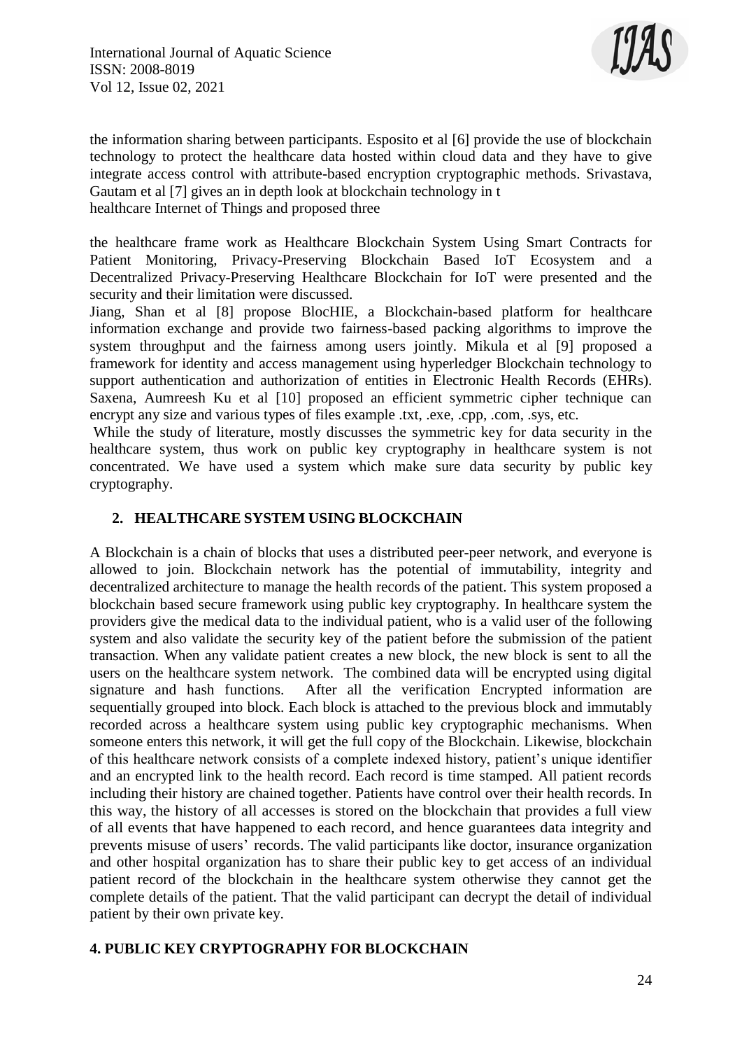the information sharing between participants. Esposito et al [6] provide the use of blockchain technology to protect the healthcare data hosted within cloud data and they have to give integrate access control with attribute-based encryption cryptographic methods. Srivastava, Gautam et al [7] gives an in depth look at blockchain technology in t healthcare Internet of Things and proposed three

the healthcare frame work as Healthcare Blockchain System Using Smart Contracts for Patient Monitoring, Privacy-Preserving Blockchain Based IoT Ecosystem and a Decentralized Privacy-Preserving Healthcare Blockchain for IoT were presented and the security and their limitation were discussed.

Jiang, Shan et al [8] propose BlocHIE, a Blockchain-based platform for healthcare information exchange and provide two fairness-based packing algorithms to improve the system throughput and the fairness among users jointly. Mikula et al [9] proposed a framework for identity and access management using hyperledger Blockchain technology to support authentication and authorization of entities in Electronic Health Records (EHRs). Saxena, Aumreesh Ku et al [10] proposed an efficient symmetric cipher technique can encrypt any size and various types of files example .txt, .exe, .cpp, .com, .sys, etc.

While the study of literature, mostly discusses the symmetric key for data security in the healthcare system, thus work on public key cryptography in healthcare system is not concentrated. We have used a system which make sure data security by public key cryptography.

## 2. HEALTHCARE SYSTEM USING BLOCKCHAIN

A Blockchain is a chain of blocks that uses a distributed peer-peer network, and everyone is allowed to join. Blockchain network has the potential of immutability, integrity and decentralized architecture to manage the health records of the patient. This system proposed a blockchain based secure framework using public key cryptography. In healthcare system the providers give the medical data to the individual patient, who is a valid user of the following system and also validate the security key of the patient before the submission of the patient transaction. When any validate patient creates a new block, the new block is sent to all the users on the healthcare system network. The combined data will be encrypted using digital signature and hash functions. After all the verification Encrypted information are sequentially grouped into block. Each block is attached to the previous block and immutably recorded across a healthcare system using public key cryptographic mechanisms. When someone enters this network, it will get the full copy of the Blockchain. Likewise, blockchain of this healthcare network consists of a complete indexed history, patient's unique identifier and an encrypted link to the health record. Each record is time stamped. All patient records including their history are chained together. Patients have control over their health records. In this way, the history of all accesses is stored on the blockchain that provides a full view of all events that have happened to each record, and hence guarantees data integrity and prevents misuse of users' records. The valid participants like doctor, insurance organization and other hospital organization has to share their public key to get access of an individual patient record of the blockchain in the healthcare system otherwise they cannot get the complete details of the patient. That the valid participant can decrypt the detail of individual patient by their own private key.

## 4. PUBLIC KEY CRYPTOGRAPHY FOR BLOCKCHAIN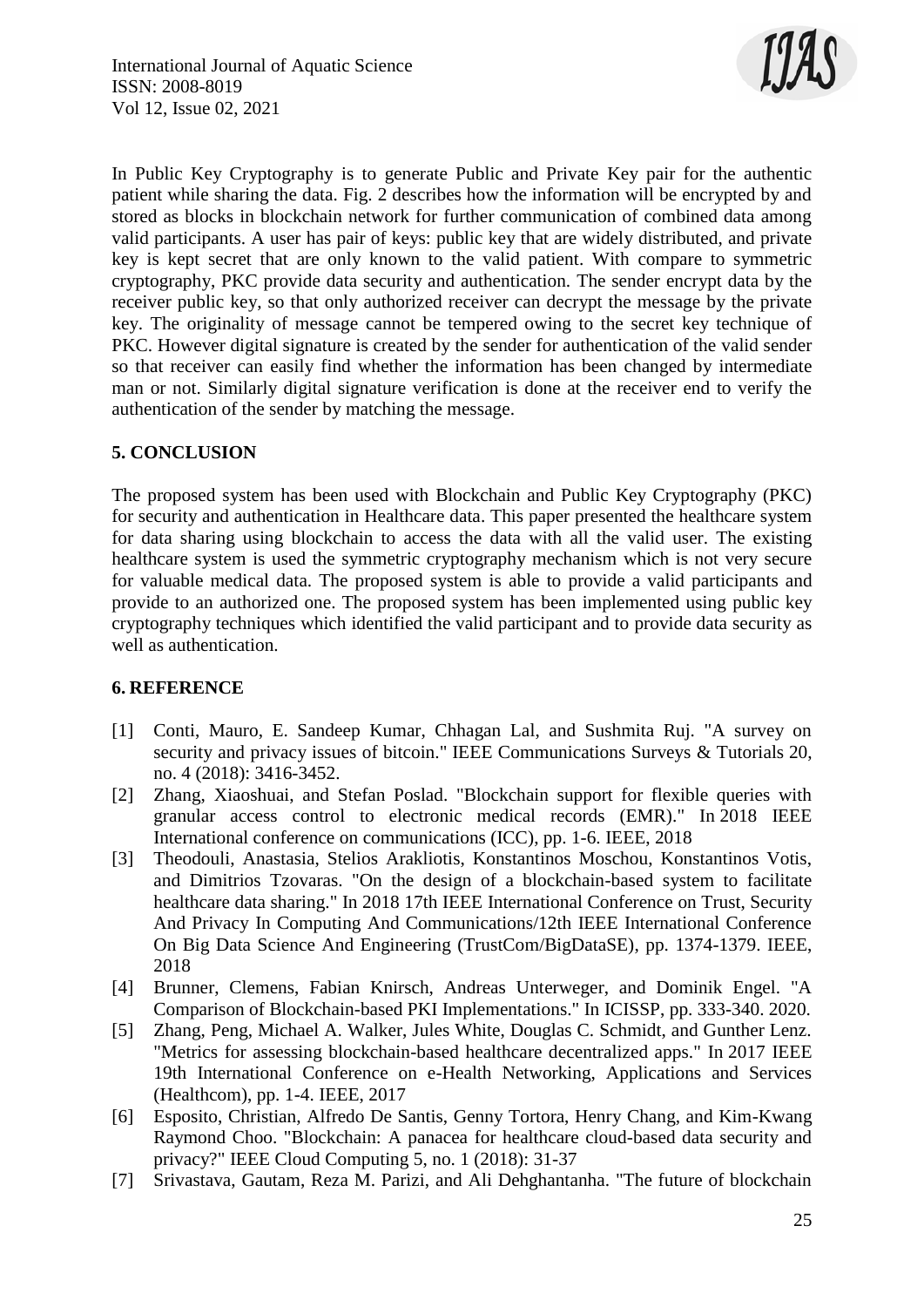In Public Key Cryptography is to generate Public and Private Key pair for the authentic patient while sharing the data. Fig. 2 describes how the information will be encrypted by and stored as blocks in blockchain network for further communication of combined data among valid participants. A user has pair of keys: public key that are widely distributed, and private key is kept secret that are only known to the valid patient. With compare to symmetric cryptography, PKC provide data security and authentication. The sender encrypt data by the receiver public key, so that only authorized receiver can decrypt the message by the private key. The originality of message cannot be tempered owing to the secret key technique of PKC. However digital signature is created by the sender for authentication of the valid sender so that receiver can easily find whether the information has been changed by intermediate man or not. Similarly digital signature verification is done at the receiver end to verify the authentication of the sender by matching the message.

## 5. CONCLUSION

The proposed system has been used with Blockchain and Public Key Cryptography (PKC) for security and authentication in Healthcare data. This paper presented the healthcare system for data sharing using blockchain to access the data with all the valid user. The existing healthcare system is used the symmetric cryptography mechanism which is not very secure for valuable medical data. The proposed system is able to provide a valid participants and provide to an authorized one. The proposed system has been implemented using public key cryptography techniques which identified the valid participant and to provide data security as well as authentication.

## 6. REFERENCE

[1] Conti, Mauro, E. Sandeep Kumar, Chhagan Lal, and Sushmita Ruj. "A survey on security and privacy issues of bitcoin." IEEE Communications Surveys & Tutorials 20, no. 4 (2018): 3416-3452.

[2] Zhang, Xiaoshuai, and Stefan Poslad. "Blockchain support for flexible queries with granular access control to electronic medical records (EMR)." In 2018 IEEE International conference on communications (ICC), pp. 1-6. IEEE, 2018

[3] Theodouli, Anastasia, Stelios Arakliotis, Konstantinos Moschou, Konstantinos Votis, and Dimitrios Tzovaras. "On the design of a blockchain-based system to facilitate healthcare data sharing." In 2018 17th IEEE International Conference on Trust, Security And Privacy In Computing And Communications/12th IEEE International Conference On Big Data Science And Engineering (TrustCom/BigDataSE), pp. 1374-1379. IEEE, 2018

[4] Brunner, Clemens, Fabian Knirsch, Andreas Unterweger, and Dominik Engel. "A Comparison of Blockchain-based PKI Implementations." In ICISSP, pp. 333-340. 2020.

[5] Zhang, Peng, Michael A. Walker, Jules White, Douglas C. Schmidt, and Gunther Lenz. "Metrics for assessing blockchain-based healthcare decentralized apps." In 2017 IEEE 19th International Conference on e-Health Networking, Applications and Services (Healthcom), pp. 1-4. IEEE, 2017

[6] Esposito, Christian, Alfredo De Santis, Genny Tortora, Henry Chang, and Kim-Kwang Raymond Choo. "Blockchain: A panacea for healthcare cloud-based data security and privacy?" IEEE Cloud Computing 5, no. 1 (2018): 31-37

[7] Srivastava, Gautam, Reza M. Parizi, and Ali Dehghantanha. "The future of blockchain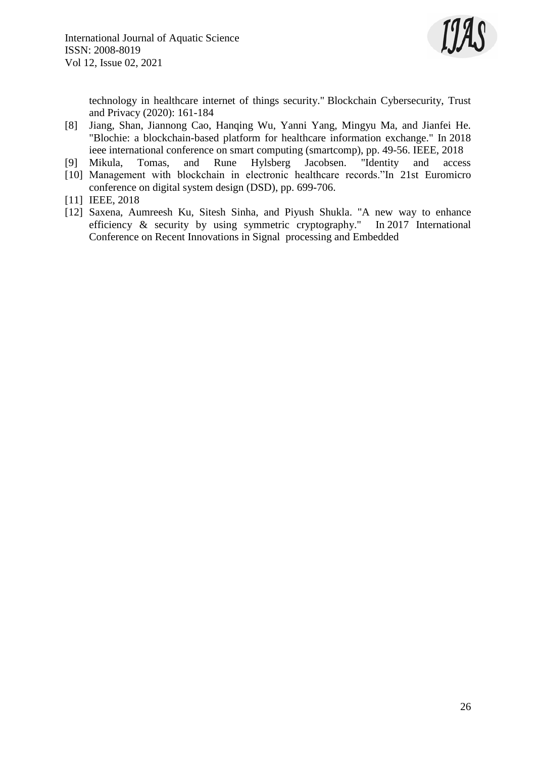technology in healthcare internet of things security." Blockchain Cybersecurity, Trust and Privacy (2020): 161-184

[8] Jiang, Shan, Jiannong Cao, Hanqing Wu, Yanni Yang, Mingyu Ma, and Jianfei He. "Blochie: a blockchain-based platform for healthcare information exchange." In 2018 ieee international conference on smart computing (smartcomp), pp. 49-56. IEEE, 2018

[9] Mikula, Tomas, and Rune Hylsberg Jacobsen. "Identity and access

[10] Management with blockchain in electronic healthcare records."In 21st Euromicro conference on digital system design (DSD), pp. 699-706.

[11] IEEE, 2018

[12] Saxena, Aumreesh Ku, Sitesh Sinha, and Piyush Shukla. "A new way to enhance efficiency & security by using symmetric cryptography." In 2017 International Conference on Recent Innovations in Signal processing and Embedded